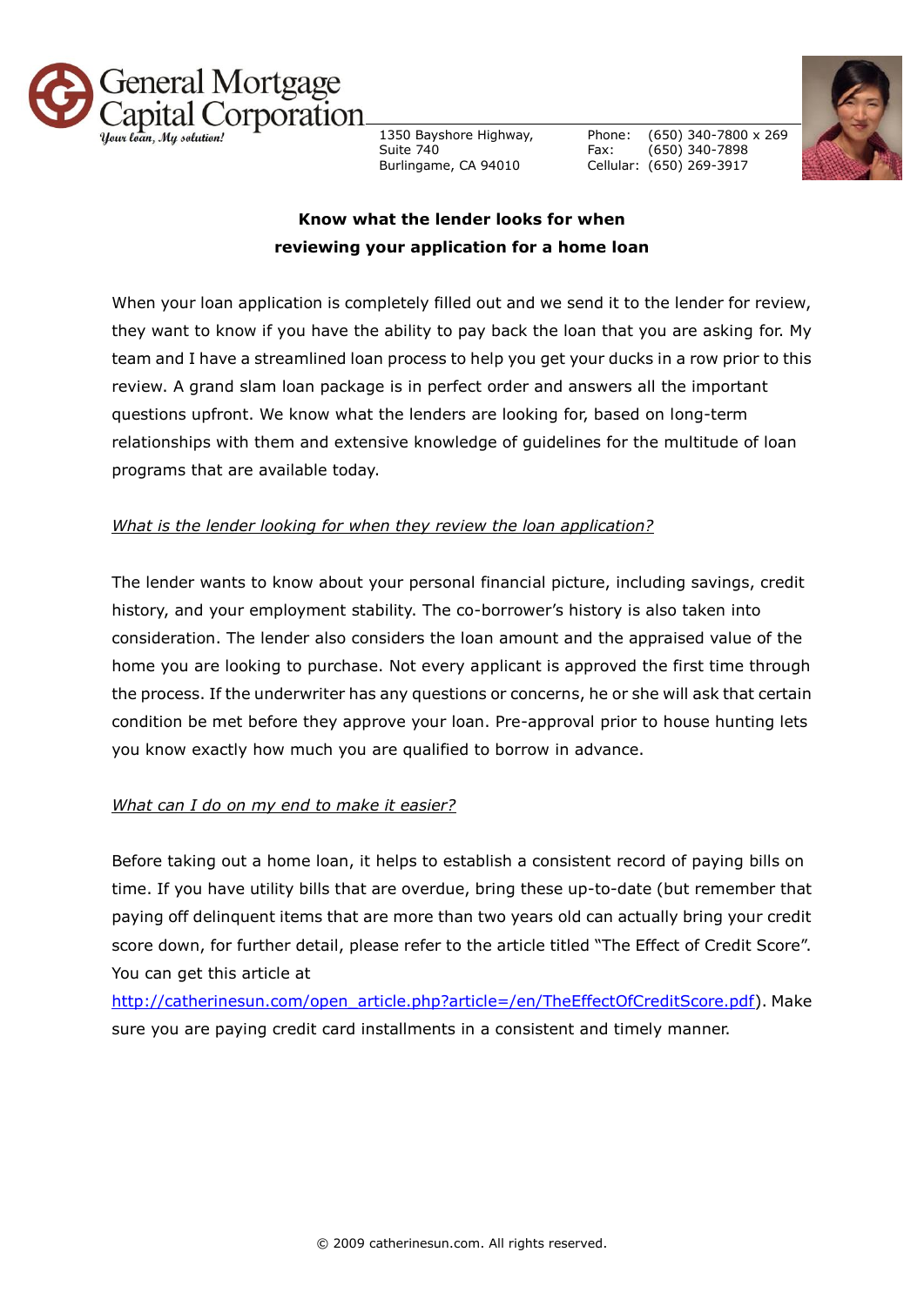General Mortgage Capital Corporation
*Your loan, My solution!*

1350 Bayshore Highway,
Suite 740
Burlingame, CA 94010

Phone: (650) 340-7800 x 269
Fax: (650) 340-7898
Cellular: (650) 269-3917

## Know what the lender looks for when reviewing your application for a home loan

When your loan application is completely filled out and we send it to the lender for review, they want to know if you have the ability to pay back the loan that you are asking for. My team and I have a streamlined loan process to help you get your ducks in a row prior to this review. A grand slam loan package is in perfect order and answers all the important questions upfront. We know what the lenders are looking for, based on long-term relationships with them and extensive knowledge of guidelines for the multitude of loan programs that are available today.

### *What is the lender looking for when they review the loan application?*

The lender wants to know about your personal financial picture, including savings, credit history, and your employment stability. The co-borrower's history is also taken into consideration. The lender also considers the loan amount and the appraised value of the home you are looking to purchase. Not every applicant is approved the first time through the process. If the underwriter has any questions or concerns, he or she will ask that certain condition be met before they approve your loan. Pre-approval prior to house hunting lets you know exactly how much you are qualified to borrow in advance.

### *What can I do on my end to make it easier?*

Before taking out a home loan, it helps to establish a consistent record of paying bills on time. If you have utility bills that are overdue, bring these up-to-date (but remember that paying off delinquent items that are more than two years old can actually bring your credit score down, for further detail, please refer to the article titled "The Effect of Credit Score". You can get this article at http://catherinesun.com/open_article.php?article=/en/TheEffectOfCreditScore.pdf). Make sure you are paying credit card installments in a consistent and timely manner.

© 2009 catherinesun.com. All rights reserved.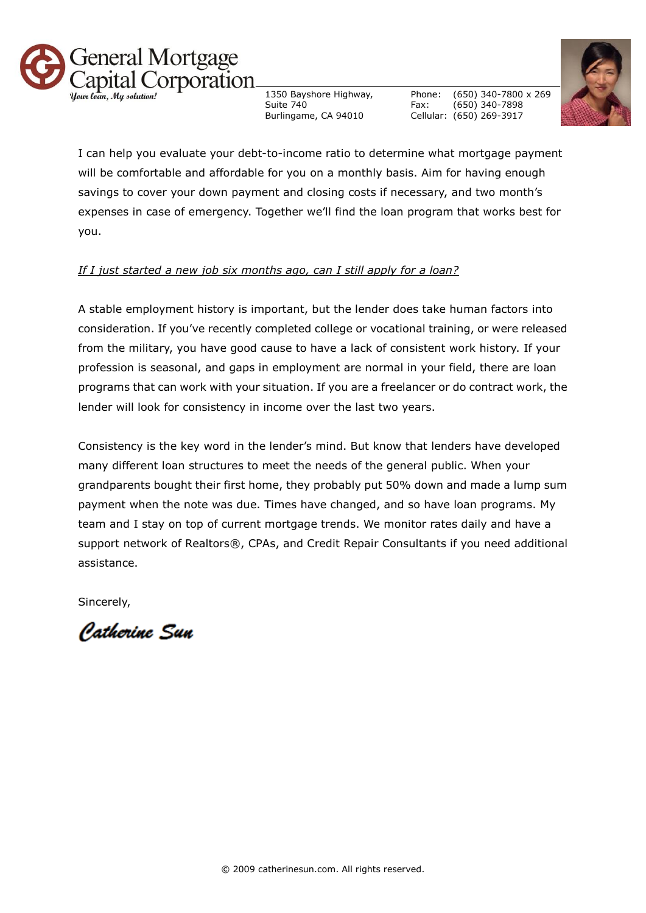General Mortgage Capital Corporation
*Your loan, My solution!*

1350 Bayshore Highway,
Suite 740
Burlingame, CA 94010

Phone: (650) 340-7800 x 269
Fax: (650) 340-7898
Cellular: (650) 269-3917

I can help you evaluate your debt-to-income ratio to determine what mortgage payment will be comfortable and affordable for you on a monthly basis. Aim for having enough savings to cover your down payment and closing costs if necessary, and two month's expenses in case of emergency. Together we'll find the loan program that works best for you.

*If I just started a new job six months ago, can I still apply for a loan?*

A stable employment history is important, but the lender does take human factors into consideration. If you've recently completed college or vocational training, or were released from the military, you have good cause to have a lack of consistent work history. If your profession is seasonal, and gaps in employment are normal in your field, there are loan programs that can work with your situation. If you are a freelancer or do contract work, the lender will look for consistency in income over the last two years.

Consistency is the key word in the lender's mind. But know that lenders have developed many different loan structures to meet the needs of the general public. When your grandparents bought their first home, they probably put 50% down and made a lump sum payment when the note was due. Times have changed, and so have loan programs. My team and I stay on top of current mortgage trends. We monitor rates daily and have a support network of Realtors®, CPAs, and Credit Repair Consultants if you need additional assistance.

Sincerely,

*Catherine Sun*

© 2009 catherinesun.com. All rights reserved.